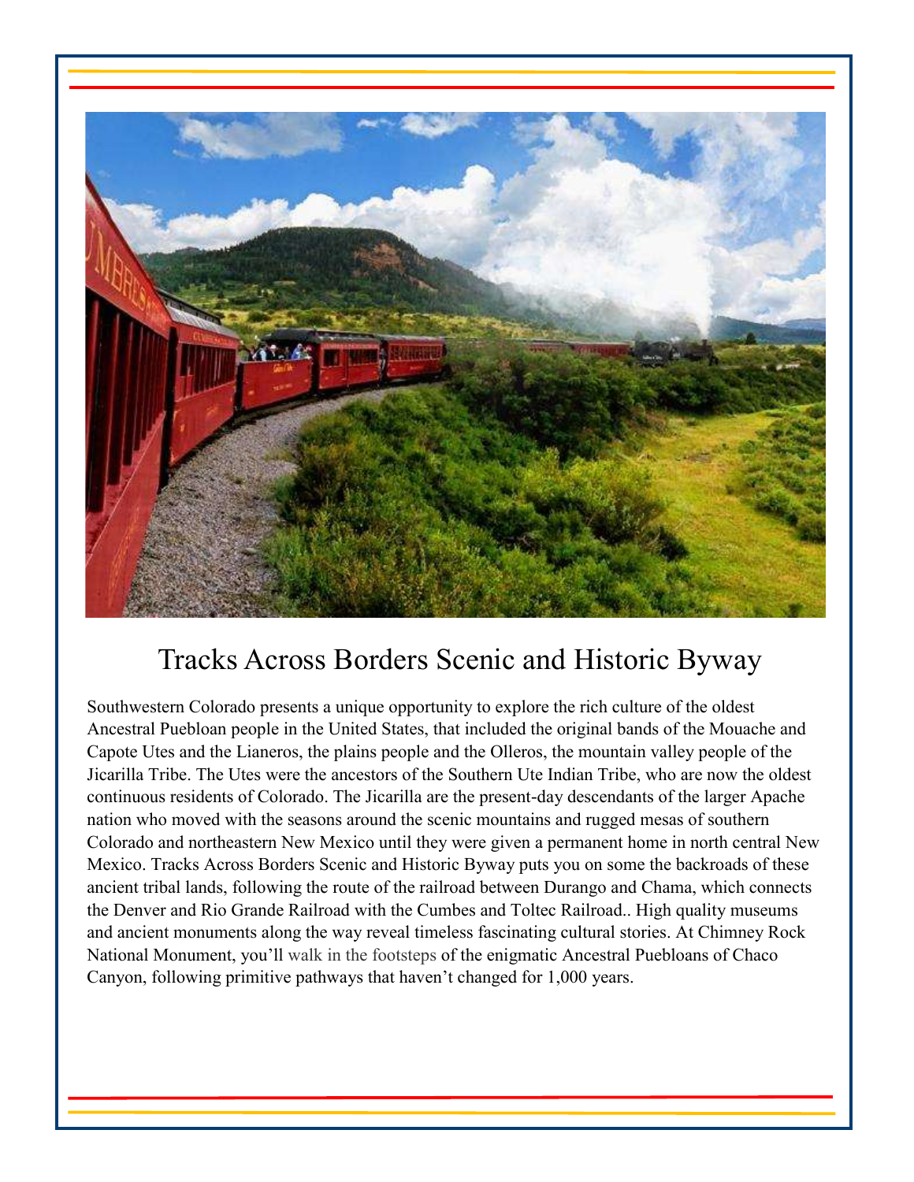# Tracks Across Borders Scenic and Historic Byway

Southwestern Colorado presents a unique opportunity to explore the rich culture of the oldest Ancestral Puebloan people in the United States, that included the original bands of the Mouache and Capote Utes and the Lianeros, the plains people and the Olleros, the mountain valley people of the Jicarilla Tribe. The Utes were the ancestors of the Southern Ute Indian Tribe, who are now the oldest continuous residents of Colorado. The Jicarilla are the present-day descendants of the larger Apache nation who moved with the seasons around the scenic mountains and rugged mesas of southern Colorado and northeastern New Mexico until they were given a permanent home in north central New Mexico. Tracks Across Borders Scenic and Historic Byway puts you on some the backroads of these ancient tribal lands, following the route of the railroad between Durango and Chama, which connects the Denver and Rio Grande Railroad with the Cumbes and Toltec Railroad.. High quality museums and ancient monuments along the way reveal timeless fascinating cultural stories. At Chimney Rock National Monument, you'll walk in the footsteps of the enigmatic Ancestral Puebloans of Chaco Canyon, following primitive pathways that haven't changed for 1,000 years.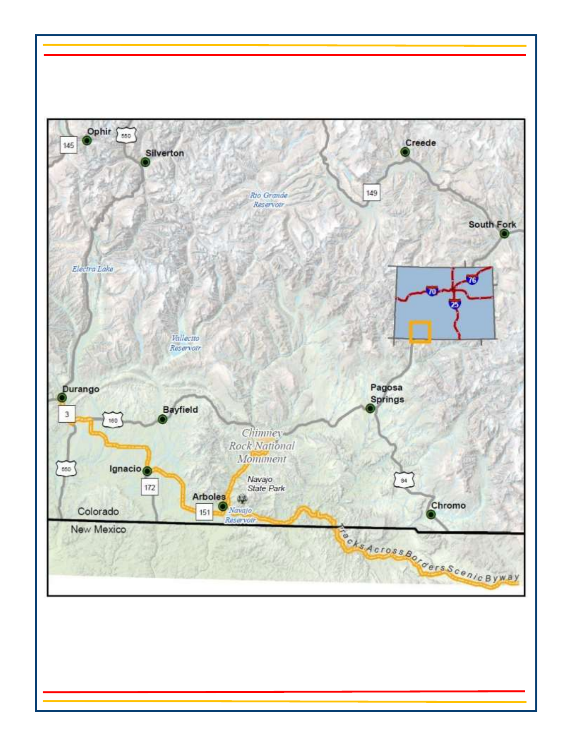Ophir

145

550

Silverton

Creede

149

Rio Grande Reservoir

South Fork

Electra Lake

70

76

25

Vallecito Reservoir

Durango

Pagosa Springs

3

160

Bayfield

Chimney Rock National Monument

550

Ignacio

172

Navajo State Park

84

Arboles

151

Navajo Reservoir

Chromo

Colorado

New Mexico

Tracks Across Borders Scenic Byway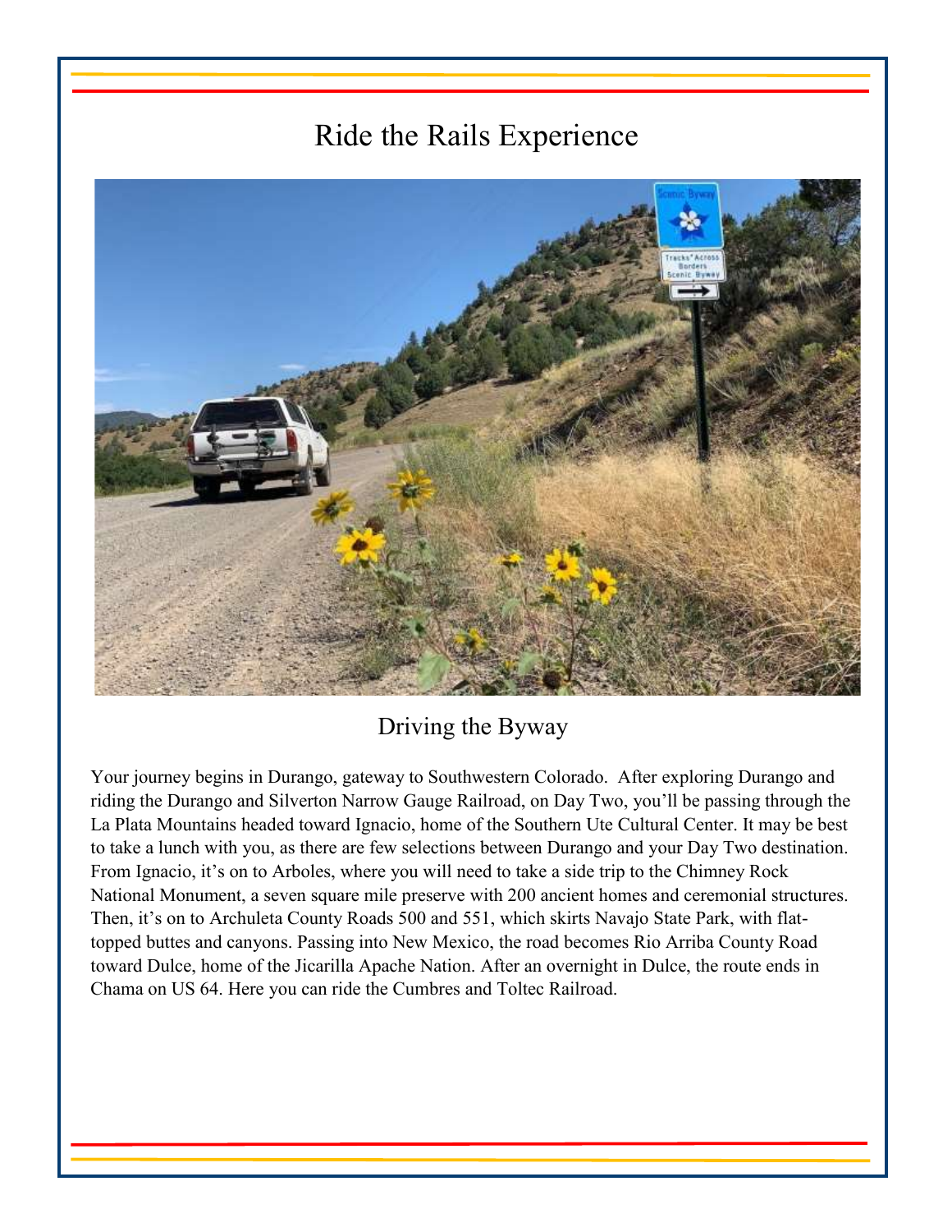# Ride the Rails Experience

Driving the Byway

Your journey begins in Durango, gateway to Southwestern Colorado. After exploring Durango and riding the Durango and Silverton Narrow Gauge Railroad, on Day Two, you'll be passing through the La Plata Mountains headed toward Ignacio, home of the Southern Ute Cultural Center. It may be best to take a lunch with you, as there are few selections between Durango and your Day Two destination. From Ignacio, it's on to Arboles, where you will need to take a side trip to the Chimney Rock National Monument, a seven square mile preserve with 200 ancient homes and ceremonial structures. Then, it's on to Archuleta County Roads 500 and 551, which skirts Navajo State Park, with flat-topped buttes and canyons. Passing into New Mexico, the road becomes Rio Arriba County Road toward Dulce, home of the Jicarilla Apache Nation. After an overnight in Dulce, the route ends in Chama on US 64. Here you can ride the Cumbres and Toltec Railroad.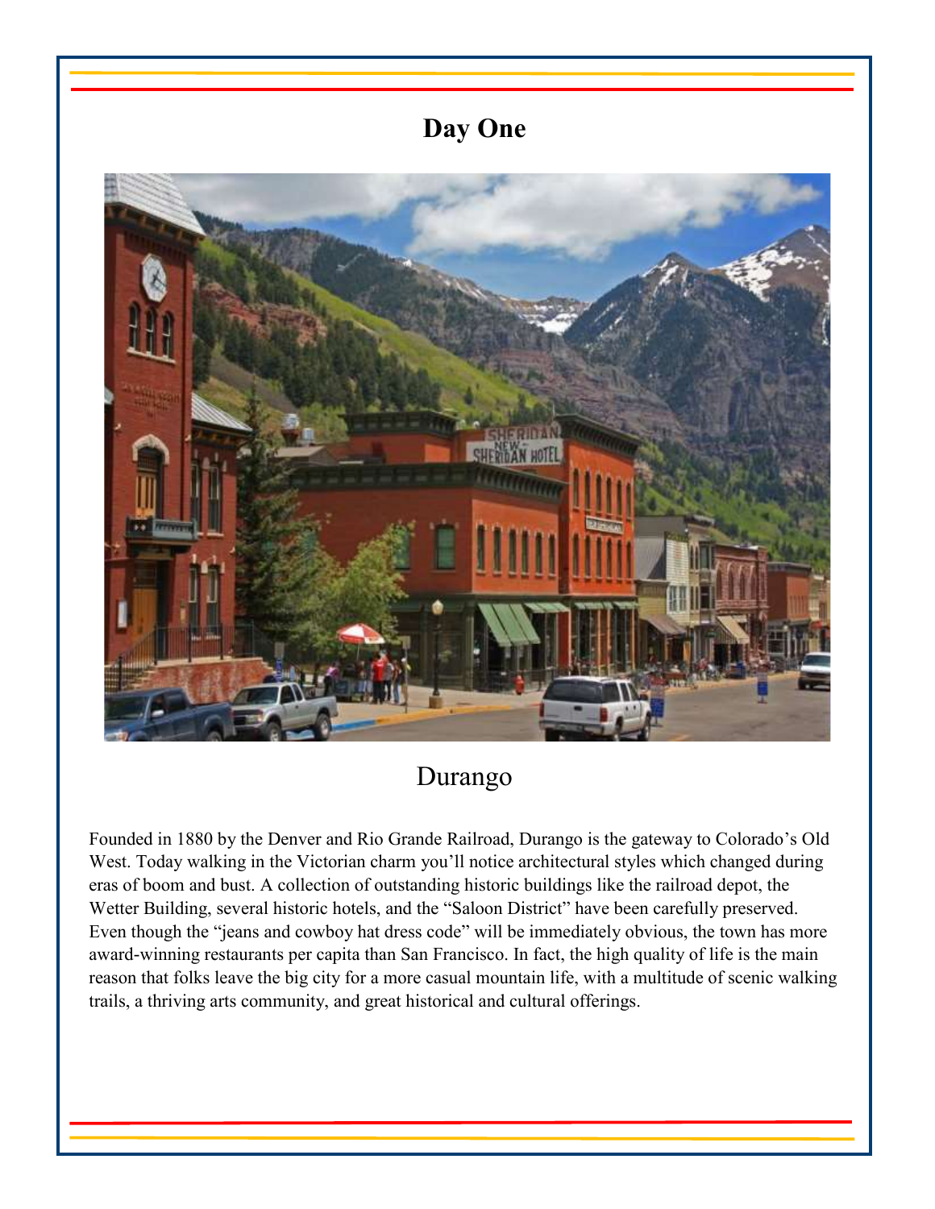# Day One

## Durango

Founded in 1880 by the Denver and Rio Grande Railroad, Durango is the gateway to Colorado's Old West. Today walking in the Victorian charm you'll notice architectural styles which changed during eras of boom and bust. A collection of outstanding historic buildings like the railroad depot, the Wetter Building, several historic hotels, and the "Saloon District" have been carefully preserved. Even though the "jeans and cowboy hat dress code" will be immediately obvious, the town has more award-winning restaurants per capita than San Francisco. In fact, the high quality of life is the main reason that folks leave the big city for a more casual mountain life, with a multitude of scenic walking trails, a thriving arts community, and great historical and cultural offerings.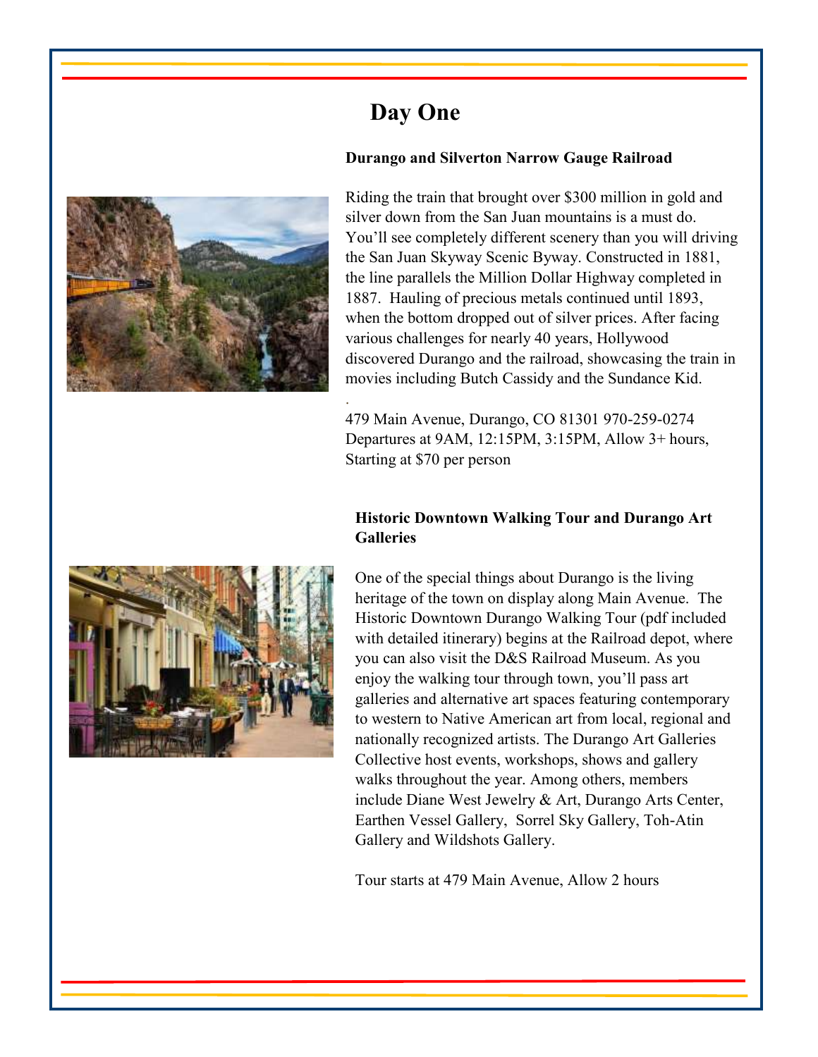# Day One

**Durango and Silverton Narrow Gauge Railroad**

Riding the train that brought over $300 million in gold and silver down from the San Juan mountains is a must do. You'll see completely different scenery than you will driving the San Juan Skyway Scenic Byway. Constructed in 1881, the line parallels the Million Dollar Highway completed in 1887. Hauling of precious metals continued until 1893, when the bottom dropped out of silver prices. After facing various challenges for nearly 40 years, Hollywood discovered Durango and the railroad, showcasing the train in movies including Butch Cassidy and the Sundance Kid.

.

479 Main Avenue, Durango, CO 81301 970-259-0274
Departures at 9AM, 12:15PM, 3:15PM, Allow 3+ hours, Starting at $70 per person

**Historic Downtown Walking Tour and Durango Art Galleries**

One of the special things about Durango is the living heritage of the town on display along Main Avenue. The Historic Downtown Durango Walking Tour (pdf included with detailed itinerary) begins at the Railroad depot, where you can also visit the D&S Railroad Museum. As you enjoy the walking tour through town, you'll pass art galleries and alternative art spaces featuring contemporary to western to Native American art from local, regional and nationally recognized artists. The Durango Art Galleries Collective host events, workshops, shows and gallery walks throughout the year. Among others, members include Diane West Jewelry & Art, Durango Arts Center, Earthen Vessel Gallery, Sorrel Sky Gallery, Toh-Atin Gallery and Wildshots Gallery.

Tour starts at 479 Main Avenue, Allow 2 hours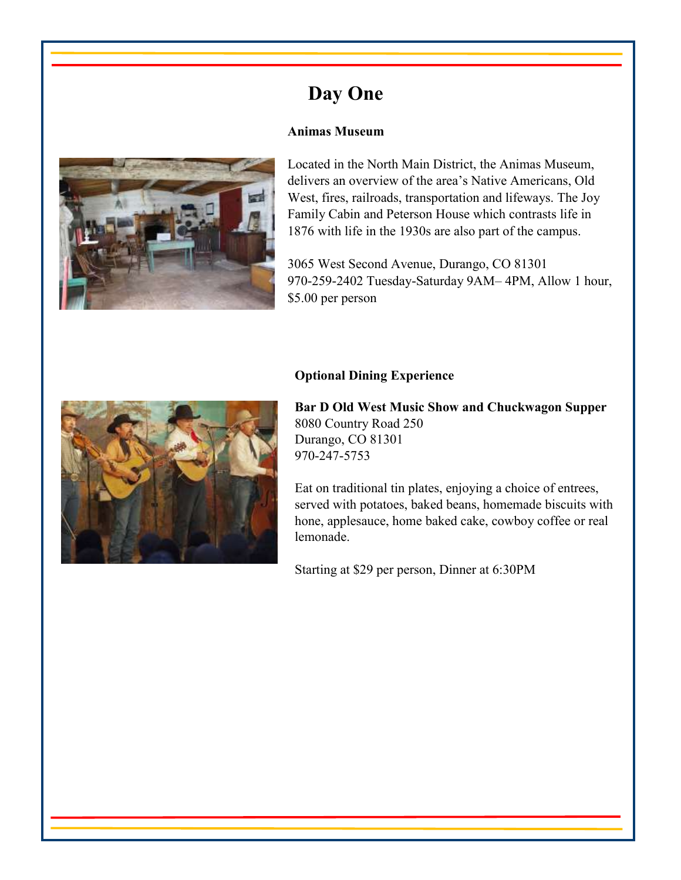# Day One

**Animas Museum**

Located in the North Main District, the Animas Museum, delivers an overview of the area's Native Americans, Old West, fires, railroads, transportation and lifeways. The Joy Family Cabin and Peterson House which contrasts life in 1876 with life in the 1930s are also part of the campus.

3065 West Second Avenue, Durango, CO 81301
970-259-2402 Tuesday-Saturday 9AM– 4PM, Allow 1 hour, $5.00 per person

**Optional Dining Experience**

**Bar D Old West Music Show and Chuckwagon Supper**
8080 Country Road 250
Durango, CO 81301
970-247-5753

Eat on traditional tin plates, enjoying a choice of entrees, served with potatoes, baked beans, homemade biscuits with hone, applesauce, home baked cake, cowboy coffee or real lemonade.

Starting at $29 per person, Dinner at 6:30PM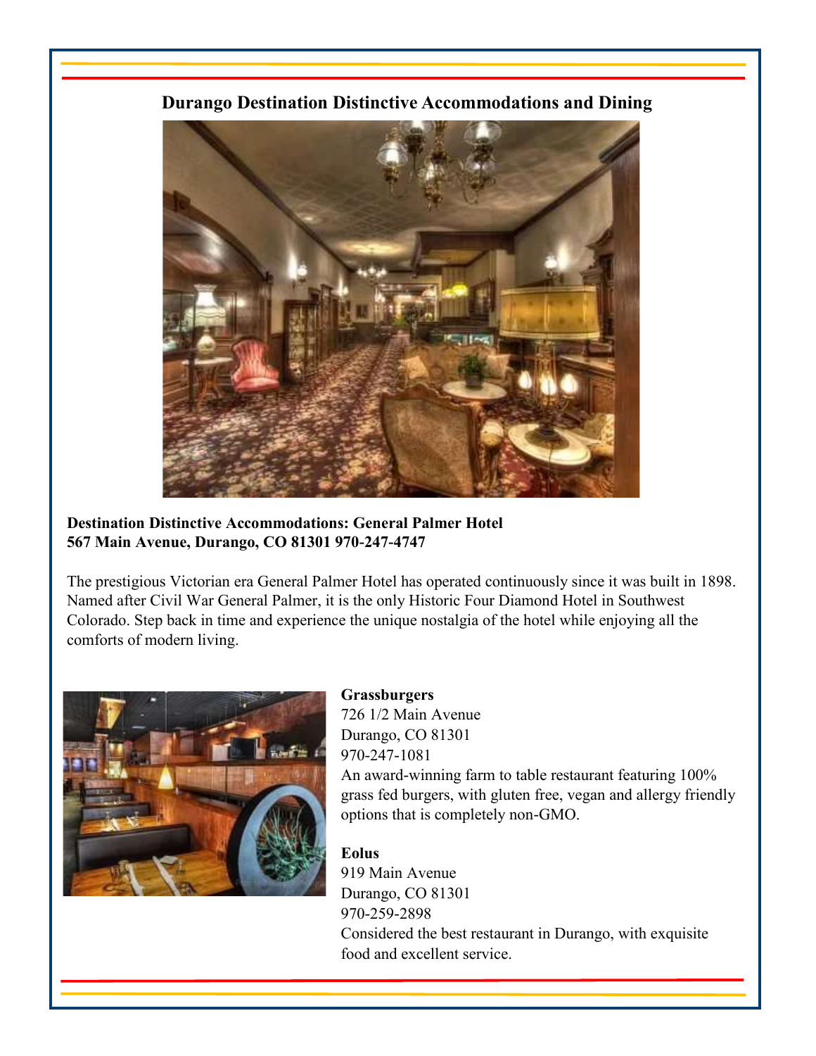## Durango Destination Distinctive Accommodations and Dining

**Destination Distinctive Accommodations: General Palmer Hotel**
**567 Main Avenue, Durango, CO 81301 970-247-4747**

The prestigious Victorian era General Palmer Hotel has operated continuously since it was built in 1898. Named after Civil War General Palmer, it is the only Historic Four Diamond Hotel in Southwest Colorado. Step back in time and experience the unique nostalgia of the hotel while enjoying all the comforts of modern living.

**Grassburgers**
726 1/2 Main Avenue
Durango, CO 81301
970-247-1081
An award-winning farm to table restaurant featuring 100% grass fed burgers, with gluten free, vegan and allergy friendly options that is completely non-GMO.

**Eolus**
919 Main Avenue
Durango, CO 81301
970-259-2898
Considered the best restaurant in Durango, with exquisite food and excellent service.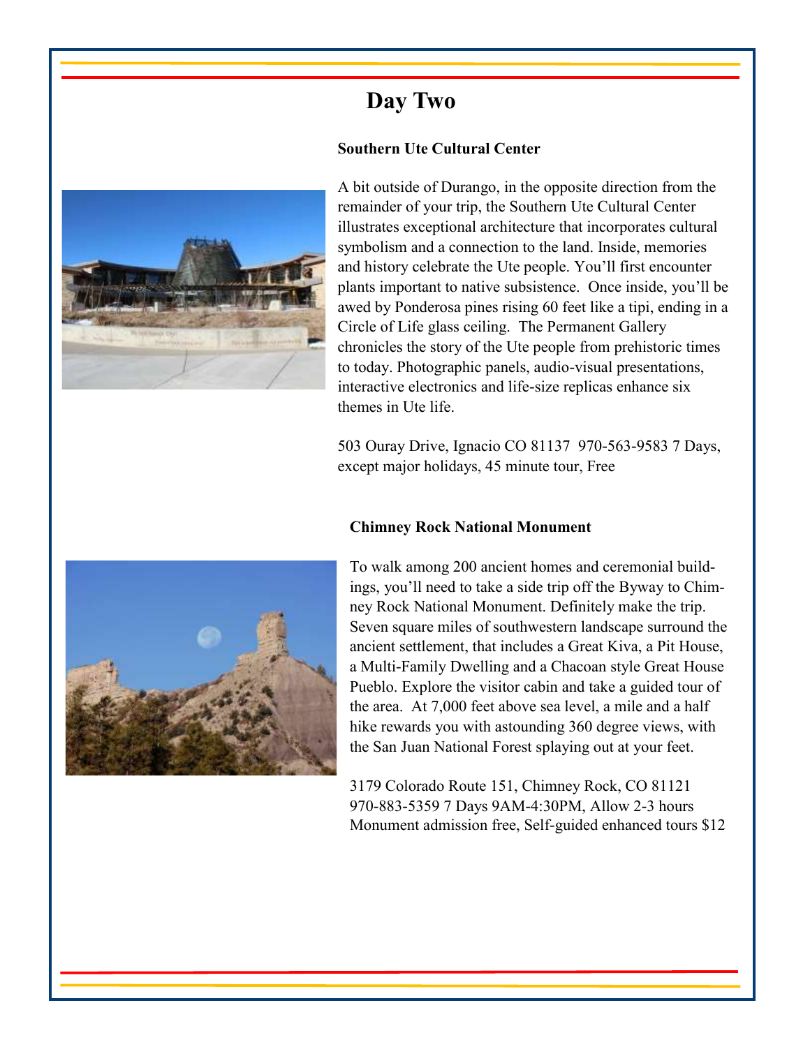# Day Two

### Southern Ute Cultural Center

A bit outside of Durango, in the opposite direction from the remainder of your trip, the Southern Ute Cultural Center illustrates exceptional architecture that incorporates cultural symbolism and a connection to the land. Inside, memories and history celebrate the Ute people. You'll first encounter plants important to native subsistence. Once inside, you'll be awed by Ponderosa pines rising 60 feet like a tipi, ending in a Circle of Life glass ceiling. The Permanent Gallery chronicles the story of the Ute people from prehistoric times to today. Photographic panels, audio-visual presentations, interactive electronics and life-size replicas enhance six themes in Ute life.

503 Ouray Drive, Ignacio CO 81137 970-563-9583 7 Days, except major holidays, 45 minute tour, Free

### Chimney Rock National Monument

To walk among 200 ancient homes and ceremonial buildings, you'll need to take a side trip off the Byway to Chimney Rock National Monument. Definitely make the trip. Seven square miles of southwestern landscape surround the ancient settlement, that includes a Great Kiva, a Pit House, a Multi-Family Dwelling and a Chacoan style Great House Pueblo. Explore the visitor cabin and take a guided tour of the area. At 7,000 feet above sea level, a mile and a half hike rewards you with astounding 360 degree views, with the San Juan National Forest splaying out at your feet.

3179 Colorado Route 151, Chimney Rock, CO 81121
970-883-5359 7 Days 9AM-4:30PM, Allow 2-3 hours
Monument admission free, Self-guided enhanced tours $12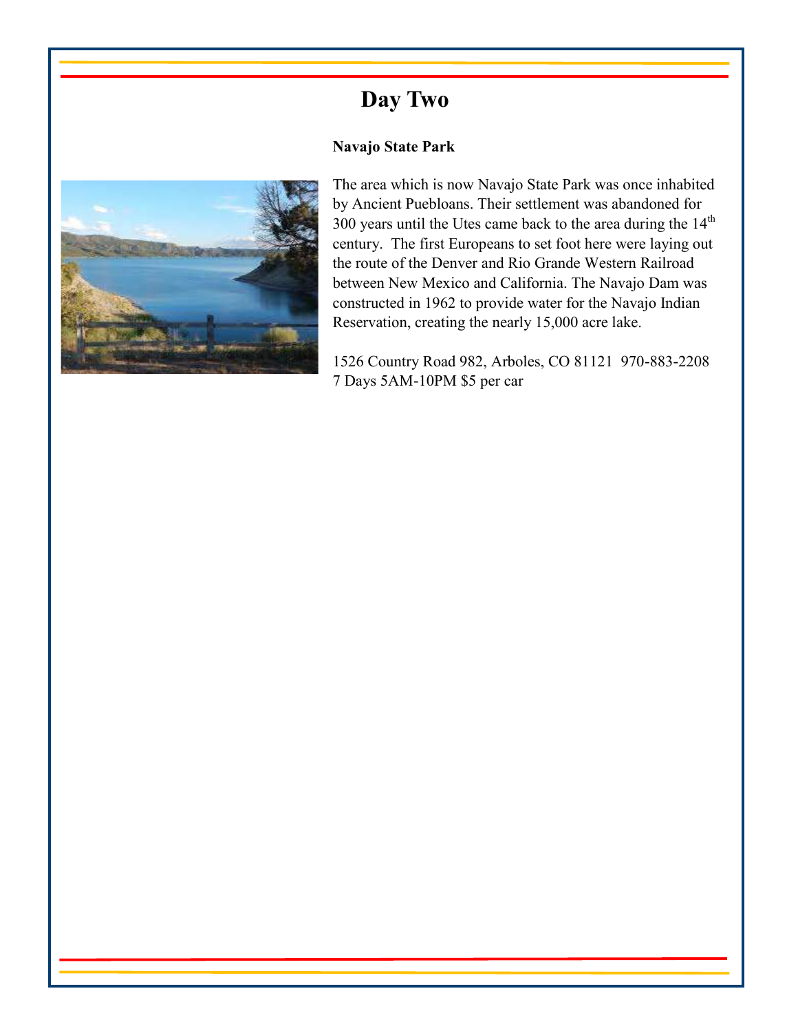# Day Two

**Navajo State Park**

The area which is now Navajo State Park was once inhabited by Ancient Puebloans. Their settlement was abandoned for 300 years until the Utes came back to the area during the 14th century. The first Europeans to set foot here were laying out the route of the Denver and Rio Grande Western Railroad between New Mexico and California. The Navajo Dam was constructed in 1962 to provide water for the Navajo Indian Reservation, creating the nearly 15,000 acre lake.

1526 Country Road 982, Arboles, CO 81121 970-883-2208
7 Days 5AM-10PM $5 per car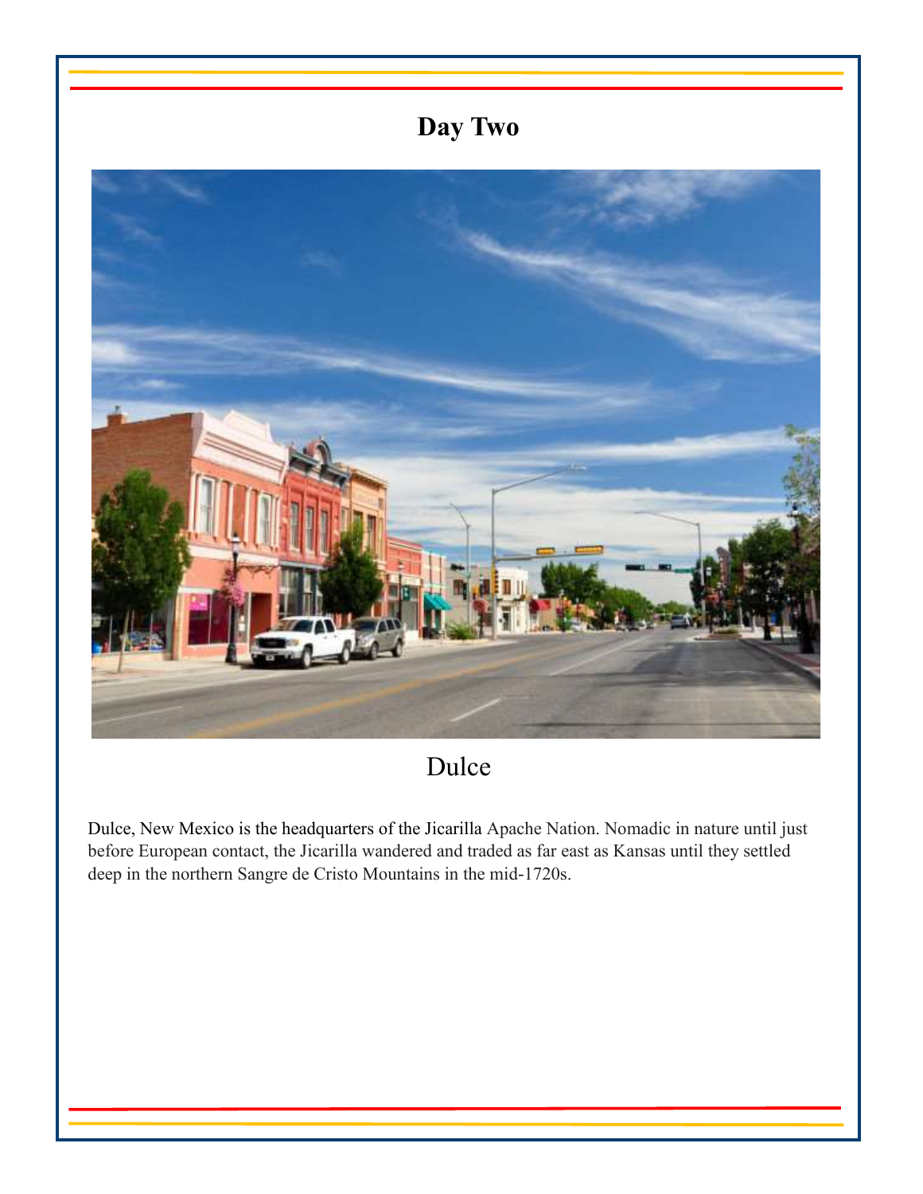# Day Two

Dulce

Dulce, New Mexico is the headquarters of the Jicarilla Apache Nation. Nomadic in nature until just before European contact, the Jicarilla wandered and traded as far east as Kansas until they settled deep in the northern Sangre de Cristo Mountains in the mid-1720s.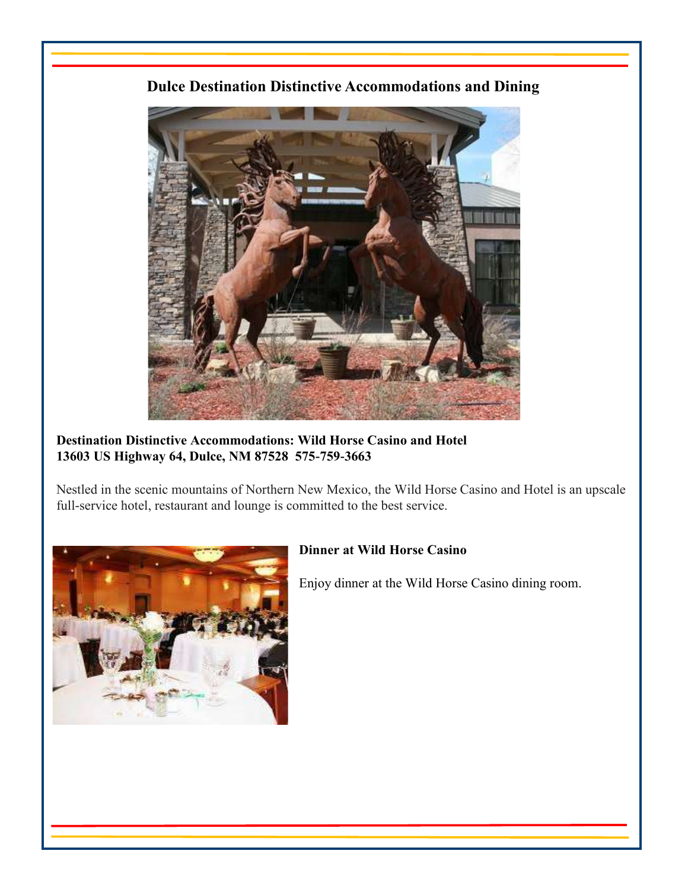## Dulce Destination Distinctive Accommodations and Dining

**Destination Distinctive Accommodations: Wild Horse Casino and Hotel**
**13603 US Highway 64, Dulce, NM 87528  575-759-3663**

Nestled in the scenic mountains of Northern New Mexico, the Wild Horse Casino and Hotel is an upscale full-service hotel, restaurant and lounge is committed to the best service.

**Dinner at Wild Horse Casino**

Enjoy dinner at the Wild Horse Casino dining room.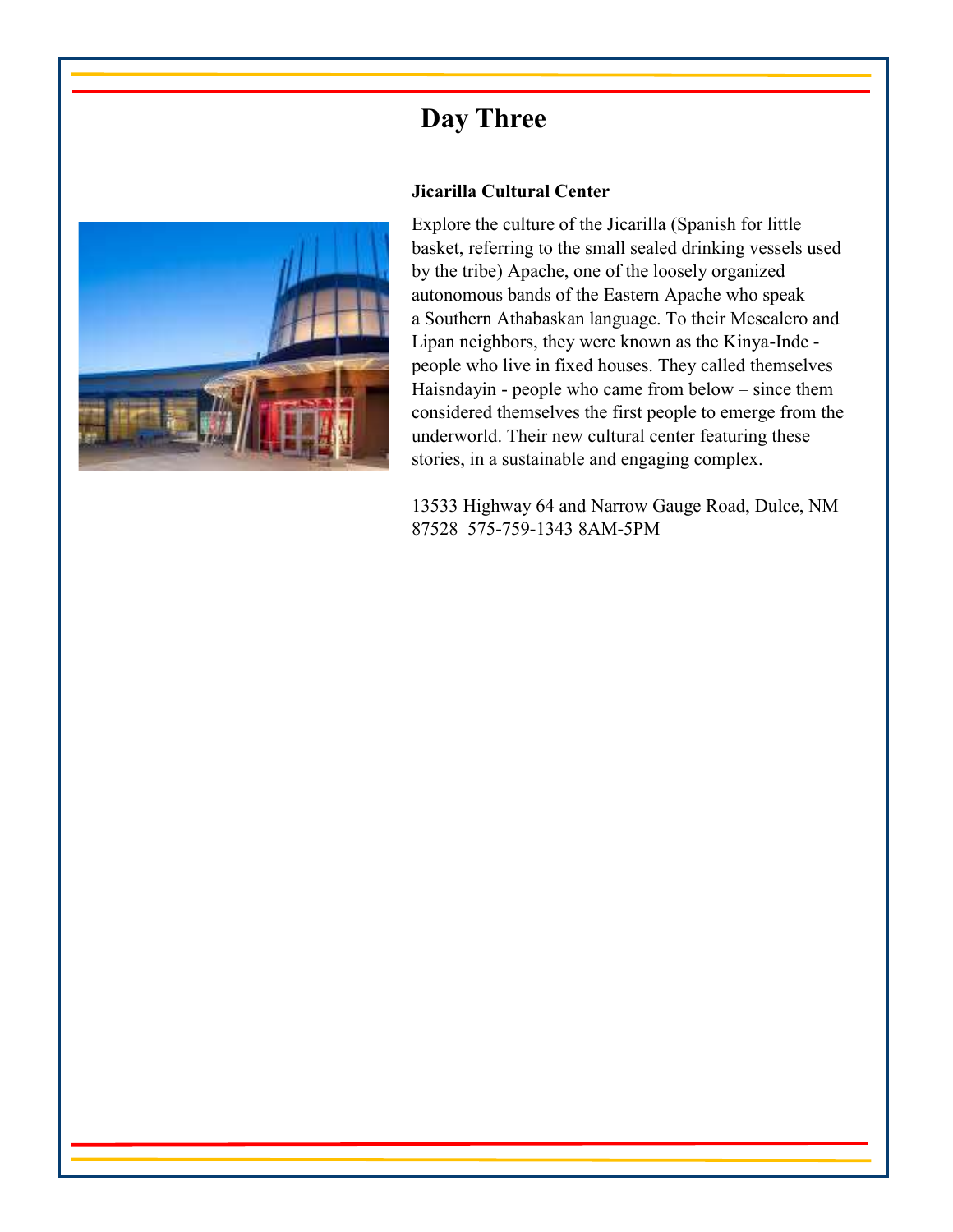# Day Three

**Jicarilla Cultural Center**

Explore the culture of the Jicarilla (Spanish for little basket, referring to the small sealed drinking vessels used by the tribe) Apache, one of the loosely organized autonomous bands of the Eastern Apache who speak a Southern Athabaskan language. To their Mescalero and Lipan neighbors, they were known as the Kinya-Inde - people who live in fixed houses. They called themselves Haisndayin - people who came from below – since them considered themselves the first people to emerge from the underworld. Their new cultural center featuring these stories, in a sustainable and engaging complex.

13533 Highway 64 and Narrow Gauge Road, Dulce, NM 87528 575-759-1343 8AM-5PM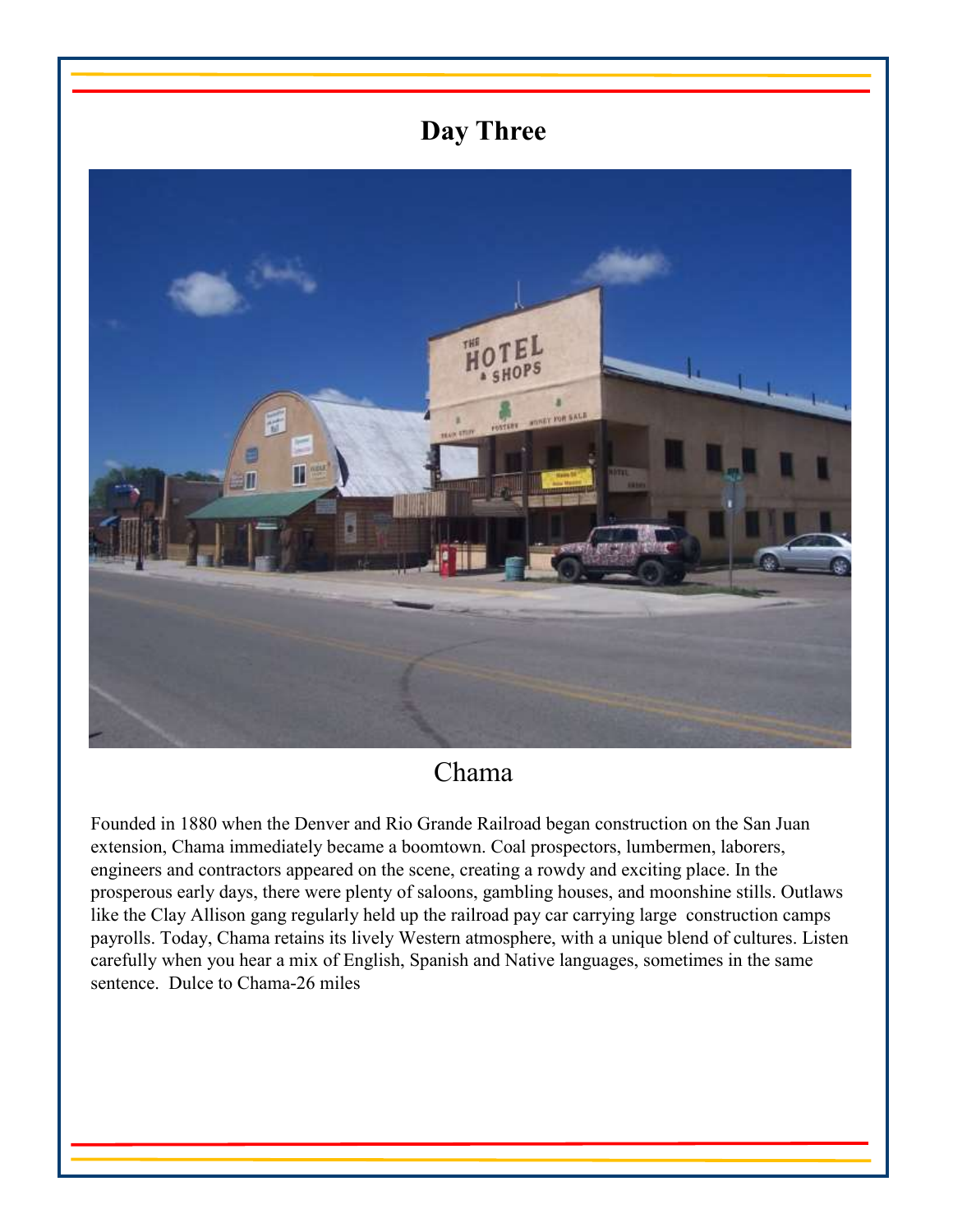# Day Three

## Chama

Founded in 1880 when the Denver and Rio Grande Railroad began construction on the San Juan extension, Chama immediately became a boomtown. Coal prospectors, lumbermen, laborers, engineers and contractors appeared on the scene, creating a rowdy and exciting place. In the prosperous early days, there were plenty of saloons, gambling houses, and moonshine stills. Outlaws like the Clay Allison gang regularly held up the railroad pay car carrying large construction camps payrolls. Today, Chama retains its lively Western atmosphere, with a unique blend of cultures. Listen carefully when you hear a mix of English, Spanish and Native languages, sometimes in the same sentence. Dulce to Chama-26 miles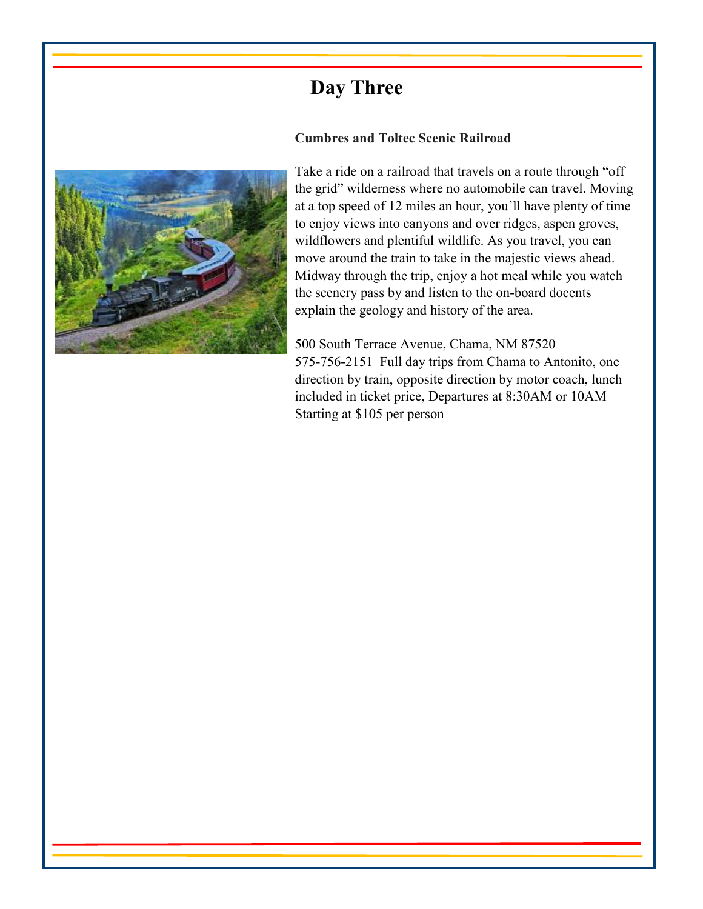# Day Three

**Cumbres and Toltec Scenic Railroad**

Take a ride on a railroad that travels on a route through "off the grid" wilderness where no automobile can travel. Moving at a top speed of 12 miles an hour, you'll have plenty of time to enjoy views into canyons and over ridges, aspen groves, wildflowers and plentiful wildlife. As you travel, you can move around the train to take in the majestic views ahead. Midway through the trip, enjoy a hot meal while you watch the scenery pass by and listen to the on-board docents explain the geology and history of the area.

500 South Terrace Avenue, Chama, NM 87520
575-756-2151  Full day trips from Chama to Antonito, one direction by train, opposite direction by motor coach, lunch included in ticket price, Departures at 8:30AM or 10AM
Starting at $105 per person